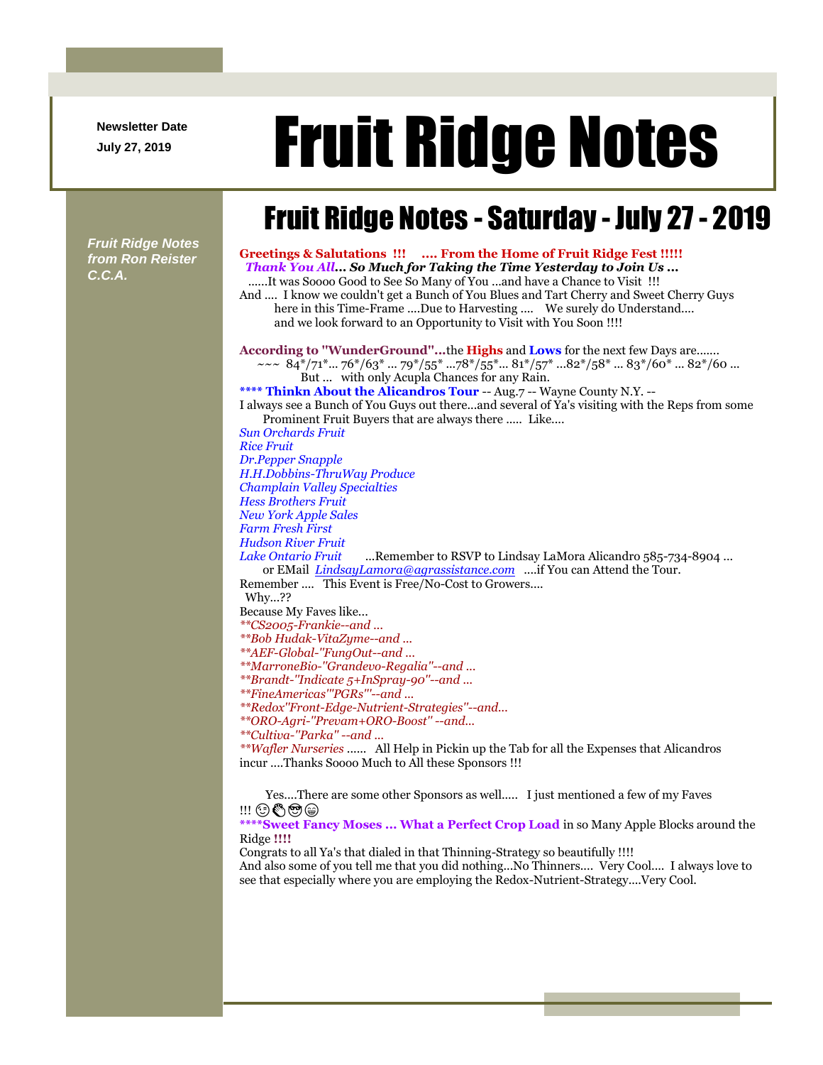Newsletter Date

July 27, 2019

# Fruit Ridge Notes

*Fruit Ridge Notes from Ron Reister C.C.A.*

## Fruit Ridge Notes - Saturday - July 27 - 2019

**Greetings & Salutations !!! .... From the Home of Fruit Ridge Fest !!!!!**

***Thank You All... So Much for Taking the Time Yesterday to Join Us ...***

......It was Soooo Good to See So Many of You ...and have a Chance to Visit !!!

And .... I know we couldn't get a Bunch of You Blues and Tart Cherry and Sweet Cherry Guys here in this Time-Frame ....Due to Harvesting .... We surely do Understand.... and we look forward to an Opportunity to Visit with You Soon !!!!

**According to "WunderGround"...**the **Highs** and **Lows** for the next few Days are.......
~~~ 84*/71*... 76*/63* ... 79*/55* ...78*/55*... 81*/57* ...82*/58* ... 83*/60* ... 82*/60 ...
But ... with only Acupla Chances for any Rain.

**\*\*\*\* Thinkn About the Alicandros Tour** -- Aug.7 -- Wayne County N.Y. --

I always see a Bunch of You Guys out there...and several of Ya's visiting with the Reps from some Prominent Fruit Buyers that are always there ..... Like....

*Sun Orchards Fruit*
*Rice Fruit*
*Dr.Pepper Snapple*
*H.H.Dobbins-ThruWay Produce*
*Champlain Valley Specialties*
*Hess Brothers Fruit*
*New York Apple Sales*
*Farm Fresh First*
*Hudson River Fruit*
*Lake Ontario Fruit* ...Remember to RSVP to Lindsay LaMora Alicandro 585-734-8904 ... or EMail *LindsayLamora@agrassistance.com* ....if You can Attend the Tour.

Remember .... This Event is Free/No-Cost to Growers....

Why...??

Because My Faves like...

*\*\*CS2005-Frankie--and ...*
*\*\*Bob Hudak-VitaZyme--and ...*
*\*\*AEF-Global-"FungOut--and ...*
*\*\*MarroneBio-"Grandevo-Regalia"--and ...*
*\*\*Brandt-"Indicate 5+InSpray-90"--and ...*
*\*\*FineAmericas"'PGRs"'--and ...*
*\*\*Redox"Front-Edge-Nutrient-Strategies"--and...*
*\*\*ORO-Agri-"Prevam+ORO-Boost" --and...*
*\*\*Cultiva-"Parka" --and ...*
*\*\*Wafler Nurseries* ...... All Help in Pickin up the Tab for all the Expenses that Alicandros incur ....Thanks Soooo Much to All these Sponsors !!!

Yes....There are some other Sponsors as well..... I just mentioned a few of my Faves !!! 😉👏😎😁

**\*\*\*\*Sweet Fancy Moses ... What a Perfect Crop Load** in so Many Apple Blocks around the Ridge **!!!!**

Congrats to all Ya's that dialed in that Thinning-Strategy so beautifully !!!!

And also some of you tell me that you did nothing...No Thinners.... Very Cool.... I always love to see that especially where you are employing the Redox-Nutrient-Strategy....Very Cool.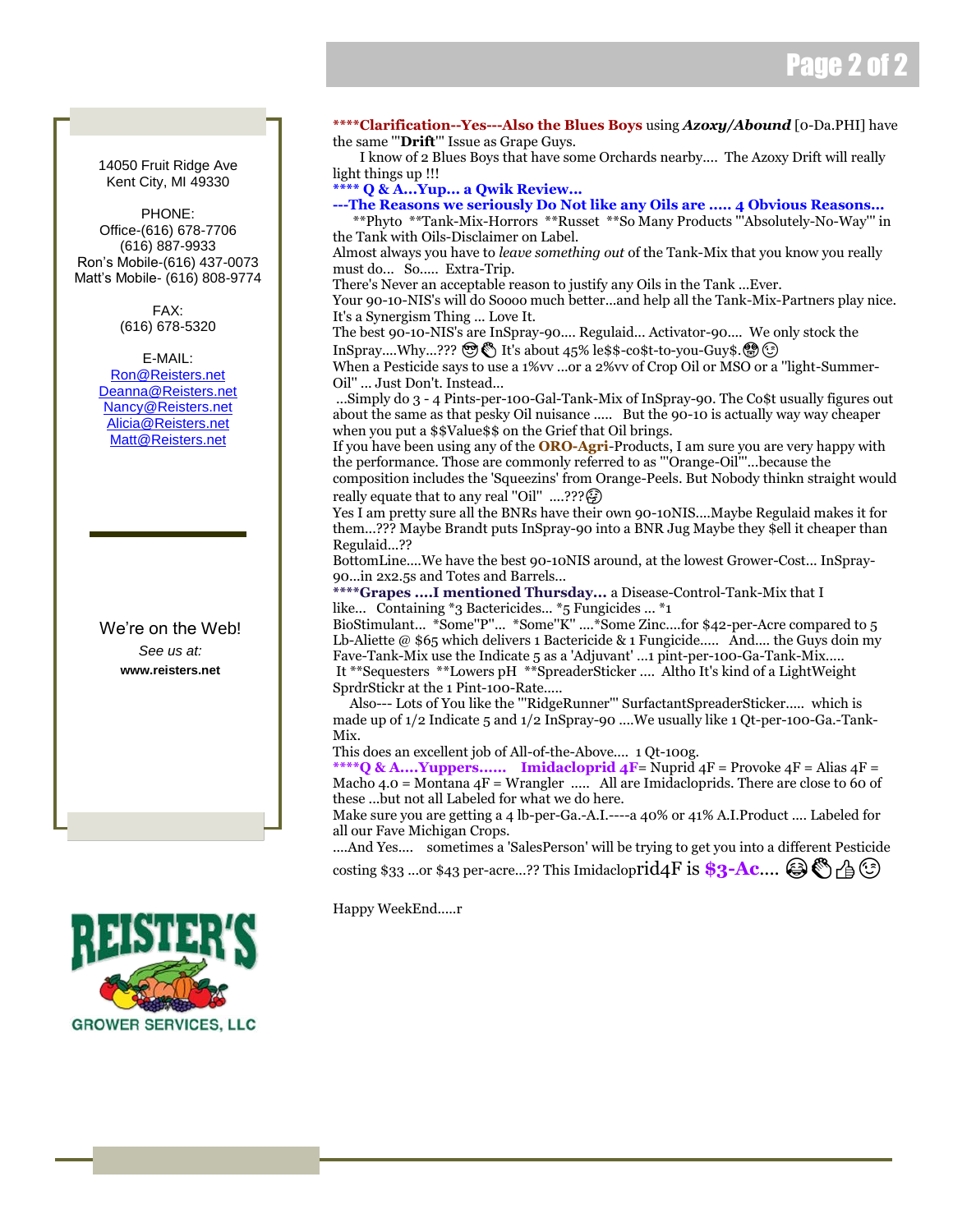14050 Fruit Ridge Ave
Kent City, MI 49330

PHONE:
Office-(616) 678-7706
(616) 887-9933
Ron's Mobile-(616) 437-0073
Matt's Mobile- (616) 808-9774

FAX:
(616) 678-5320

E-MAIL:
Ron@Reisters.net
Deanna@Reisters.net
Nancy@Reisters.net
Alicia@Reisters.net
Matt@Reisters.net

We're on the Web!
*See us at:*
**www.reisters.net**

REISTER'S GROWER SERVICES, LLC

**\*\*\*\*Clarification--Yes---Also the Blues Boys** using ***Azoxy/Abound*** [0-Da.PHI] have the same "'**Drift**'" Issue as Grape Guys.
I know of 2 Blues Boys that have some Orchards nearby.... The Azoxy Drift will really light things up !!!

**\*\*\*\* Q & A...Yup... a Qwik Review...**
**---The Reasons we seriously Do Not like any Oils are ..... 4 Obvious Reasons...**
\*\*Phyto \*\*Tank-Mix-Horrors \*\*Russet \*\*So Many Products "'Absolutely-No-Way"' in the Tank with Oils-Disclaimer on Label.
Almost always you have to *leave something out* of the Tank-Mix that you know you really must do... So..... Extra-Trip.
There's Never an acceptable reason to justify any Oils in the Tank ...Ever.
Your 90-10-NIS's will do Soooo much better...and help all the Tank-Mix-Partners play nice. It's a Synergism Thing ... Love It.
The best 90-10-NIS's are InSpray-90.... Regulaid... Activator-90.... We only stock the InSpray....Why...??? 😎👏 It's about 45% le$$-co$t-to-you-Guy$.😱😉
When a Pesticide says to use a 1%vv ...or a 2%vv of Crop Oil or MSO or a "light-Summer-Oil" ... Just Don't. Instead...
...Simply do 3 - 4 Pints-per-100-Gal-Tank-Mix of InSpray-90. The Co$t usually figures out about the same as that pesky Oil nuisance ..... But the 90-10 is actually way way cheaper when you put a $$Value$$ on the Grief that Oil brings.
If you have been using any of the **ORO-Agri**-Products, I am sure you are very happy with the performance. Those are commonly referred to as "'Orange-Oil"'...because the composition includes the 'Squeezins' from Orange-Peels. But Nobody thinkn straight would really equate that to any real "Oil" ....???🤔
Yes I am pretty sure all the BNRs have their own 90-10NIS....Maybe Regulaid makes it for them...??? Maybe Brandt puts InSpray-90 into a BNR Jug Maybe they $ell it cheaper than Regulaid...??
BottomLine....We have the best 90-10NIS around, at the lowest Grower-Cost... InSpray-90...in 2x2.5s and Totes and Barrels...

**\*\*\*\*Grapes ....I mentioned Thursday...** a Disease-Control-Tank-Mix that I like... Containing \*3 Bactericides... \*5 Fungicides ... \*1 BioStimulant... \*Some"P"... \*Some"K" ....\*Some Zinc....for $42-per-Acre compared to 5 Lb-Aliette @ $65 which delivers 1 Bactericide & 1 Fungicide..... And.... the Guys doin my Fave-Tank-Mix use the Indicate 5 as a 'Adjuvant' ...1 pint-per-100-Ga-Tank-Mix.....
It \*\*Sequesters \*\*Lowers pH \*\*SpreaderSticker .... Altho It's kind of a LightWeight SprdrStickr at the 1 Pint-100-Rate.....
Also--- Lots of You like the "'RidgeRunner"' SurfactantSpreaderSticker..... which is made up of 1/2 Indicate 5 and 1/2 InSpray-90 ....We usually like 1 Qt-per-100-Ga.-Tank-Mix.
This does an excellent job of All-of-the-Above.... 1 Qt-100g.

**\*\*\*\*Q & A....Yuppers...... Imidacloprid 4F**= Nuprid 4F = Provoke 4F = Alias 4F = Macho 4.0 = Montana 4F = Wrangler ..... All are Imidacloprids. There are close to 60 of these ...but not all Labeled for what we do here.
Make sure you are getting a 4 lb-per-Ga.-A.I.----a 40% or 41% A.I.Product .... Labeled for all our Fave Michigan Crops.
....And Yes.... sometimes a 'SalesPerson' will be trying to get you into a different Pesticide costing $33 ...or $43 per-acre...?? This Imidacloprid4F is **$3-Ac**.... 😂👏👍😉

Happy WeekEnd.....r